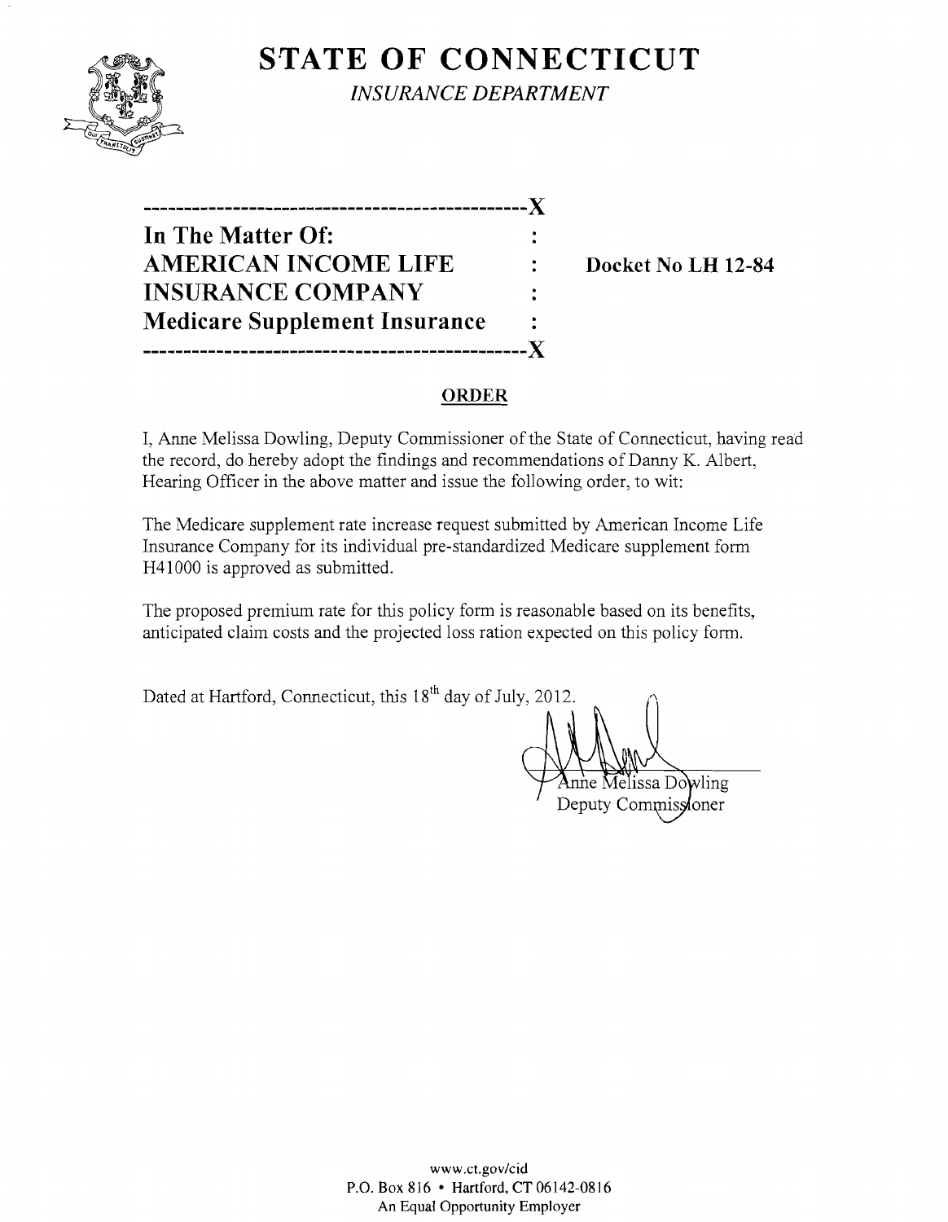# STATE OF CONNECTICUT

*INSURANCE DEPARTMENT*

---

**In The Matter Of:**
**AMERICAN INCOME LIFE INSURANCE COMPANY**
**Medicare Supplement Insurance**

**Docket No LH 12-84**

---

## ORDER

I, Anne Melissa Dowling, Deputy Commissioner of the State of Connecticut, having read the record, do hereby adopt the findings and recommendations of Danny K. Albert, Hearing Officer in the above matter and issue the following order, to wit:

The Medicare supplement rate increase request submitted by American Income Life Insurance Company for its individual pre-standardized Medicare supplement form H41000 is approved as submitted.

The proposed premium rate for this policy form is reasonable based on its benefits, anticipated claim costs and the projected loss ration expected on this policy form.

Dated at Hartford, Connecticut, this 18th day of July, 2012.

Anne Melissa Dowling
Deputy Commissioner

www.ct.gov/cid
P.O. Box 816 • Hartford, CT 06142-0816
An Equal Opportunity Employer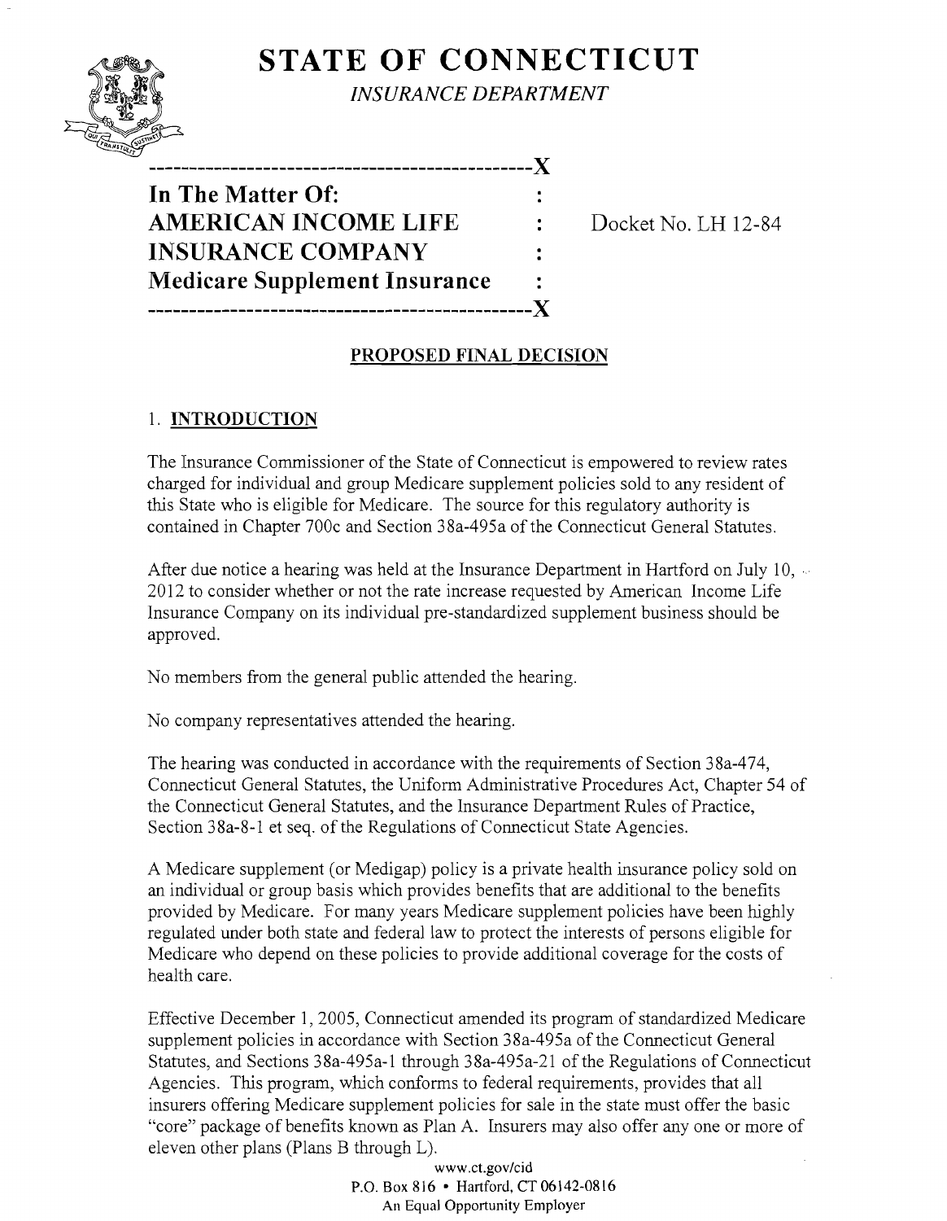# STATE OF CONNECTICUT

*INSURANCE DEPARTMENT*

```
----------------------------------------------X
In The Matter Of:                             :
AMERICAN INCOME LIFE                          :     Docket No. LH 12-84
INSURANCE COMPANY                             :
Medicare Supplement Insurance                 :
----------------------------------------------X
```

**PROPOSED FINAL DECISION**

## 1. INTRODUCTION

The Insurance Commissioner of the State of Connecticut is empowered to review rates charged for individual and group Medicare supplement policies sold to any resident of this State who is eligible for Medicare. The source for this regulatory authority is contained in Chapter 700c and Section 38a-495a of the Connecticut General Statutes.

After due notice a hearing was held at the Insurance Department in Hartford on July 10, 2012 to consider whether or not the rate increase requested by American Income Life Insurance Company on its individual pre-standardized supplement business should be approved.

No members from the general public attended the hearing.

No company representatives attended the hearing.

The hearing was conducted in accordance with the requirements of Section 38a-474, Connecticut General Statutes, the Uniform Administrative Procedures Act, Chapter 54 of the Connecticut General Statutes, and the Insurance Department Rules of Practice, Section 38a-8-1 et seq. of the Regulations of Connecticut State Agencies.

A Medicare supplement (or Medigap) policy is a private health insurance policy sold on an individual or group basis which provides benefits that are additional to the benefits provided by Medicare. For many years Medicare supplement policies have been highly regulated under both state and federal law to protect the interests of persons eligible for Medicare who depend on these policies to provide additional coverage for the costs of health care.

Effective December 1, 2005, Connecticut amended its program of standardized Medicare supplement policies in accordance with Section 38a-495a of the Connecticut General Statutes, and Sections 38a-495a-1 through 38a-495a-21 of the Regulations of Connecticut Agencies. This program, which conforms to federal requirements, provides that all insurers offering Medicare supplement policies for sale in the state must offer the basic "core" package of benefits known as Plan A. Insurers may also offer any one or more of eleven other plans (Plans B through L).

www.ct.gov/cid
P.O. Box 816 • Hartford, CT 06142-0816
An Equal Opportunity Employer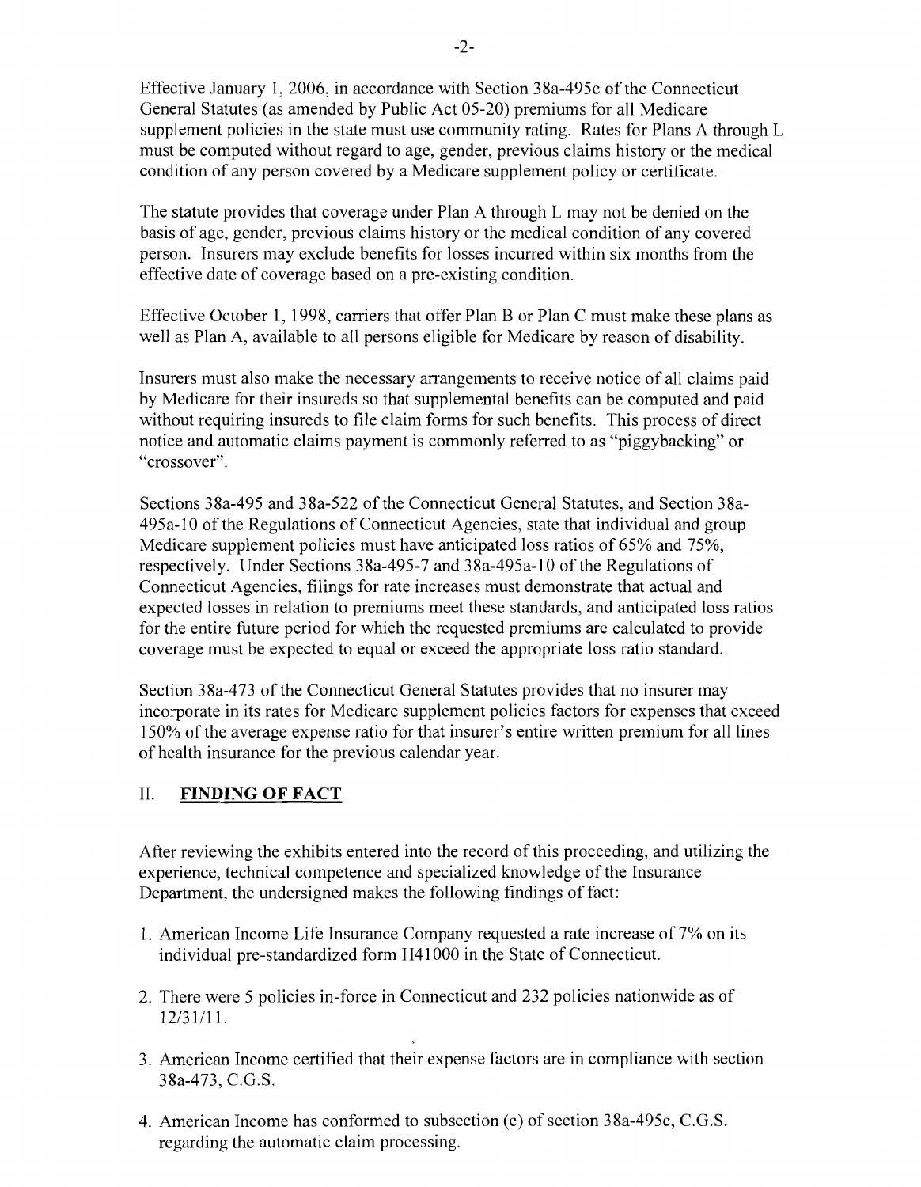Effective January 1, 2006, in accordance with Section 38a-495c of the Connecticut General Statutes (as amended by Public Act 05-20) premiums for all Medicare supplement policies in the state must use community rating. Rates for Plans A through L must be computed without regard to age, gender, previous claims history or the medical condition of any person covered by a Medicare supplement policy or certificate.

The statute provides that coverage under Plan A through L may not be denied on the basis of age, gender, previous claims history or the medical condition of any covered person. Insurers may exclude benefits for losses incurred within six months from the effective date of coverage based on a pre-existing condition.

Effective October 1, 1998, carriers that offer Plan B or Plan C must make these plans as well as Plan A, available to all persons eligible for Medicare by reason of disability.

Insurers must also make the necessary arrangements to receive notice of all claims paid by Medicare for their insureds so that supplemental benefits can be computed and paid without requiring insureds to file claim forms for such benefits. This process of direct notice and automatic claims payment is commonly referred to as "piggybacking" or "crossover".

Sections 38a-495 and 38a-522 of the Connecticut General Statutes, and Section 38a-495a-10 of the Regulations of Connecticut Agencies, state that individual and group Medicare supplement policies must have anticipated loss ratios of 65% and 75%, respectively. Under Sections 38a-495-7 and 38a-495a-10 of the Regulations of Connecticut Agencies, filings for rate increases must demonstrate that actual and expected losses in relation to premiums meet these standards, and anticipated loss ratios for the entire future period for which the requested premiums are calculated to provide coverage must be expected to equal or exceed the appropriate loss ratio standard.

Section 38a-473 of the Connecticut General Statutes provides that no insurer may incorporate in its rates for Medicare supplement policies factors for expenses that exceed 150% of the average expense ratio for that insurer's entire written premium for all lines of health insurance for the previous calendar year.

## II. FINDING OF FACT

After reviewing the exhibits entered into the record of this proceeding, and utilizing the experience, technical competence and specialized knowledge of the Insurance Department, the undersigned makes the following findings of fact:

1. American Income Life Insurance Company requested a rate increase of 7% on its individual pre-standardized form H41000 in the State of Connecticut.
2. There were 5 policies in-force in Connecticut and 232 policies nationwide as of 12/31/11.
3. American Income certified that their expense factors are in compliance with section 38a-473, C.G.S.
4. American Income has conformed to subsection (e) of section 38a-495c, C.G.S. regarding the automatic claim processing.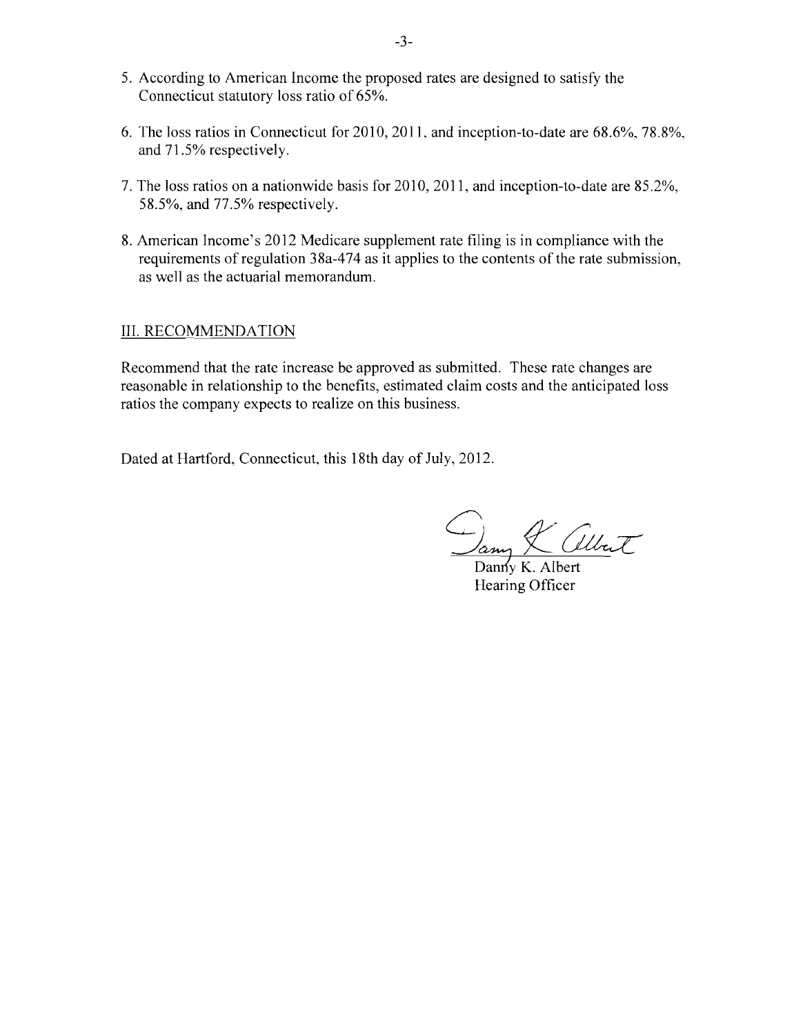5. According to American Income the proposed rates are designed to satisfy the Connecticut statutory loss ratio of 65%.

6. The loss ratios in Connecticut for 2010, 2011, and inception-to-date are 68.6%, 78.8%, and 71.5% respectively.

7. The loss ratios on a nationwide basis for 2010, 2011, and inception-to-date are 85.2%, 58.5%, and 77.5% respectively.

8. American Income's 2012 Medicare supplement rate filing is in compliance with the requirements of regulation 38a-474 as it applies to the contents of the rate submission, as well as the actuarial memorandum.

## III. RECOMMENDATION

Recommend that the rate increase be approved as submitted. These rate changes are reasonable in relationship to the benefits, estimated claim costs and the anticipated loss ratios the company expects to realize on this business.

Dated at Hartford, Connecticut, this 18th day of July, 2012.

Danny K. Albert
Hearing Officer